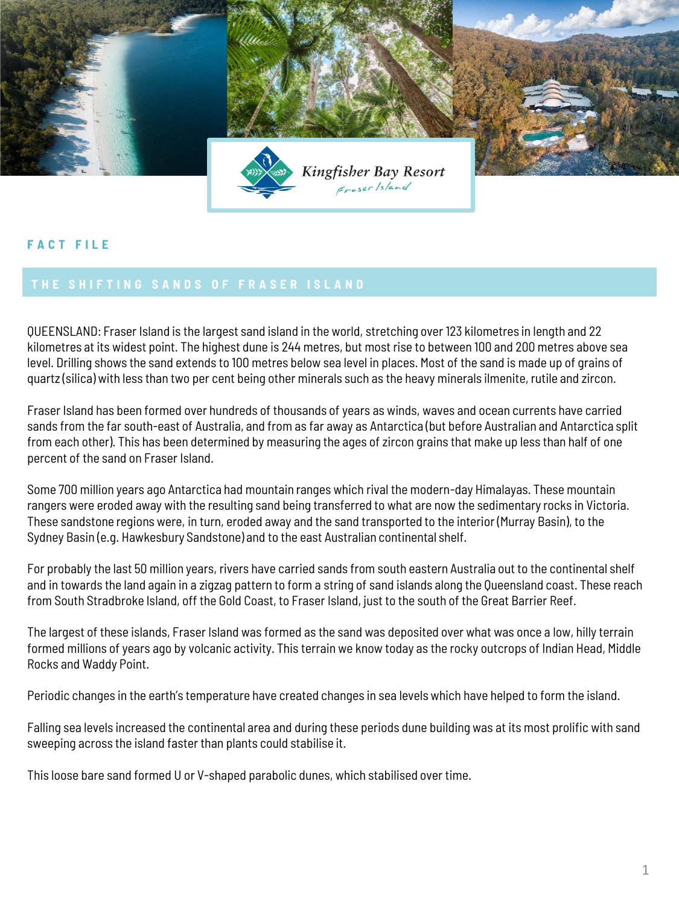Kingfisher Bay Resort
Fraser Island

FACT FILE

## THE SHIFTING SANDS OF FRASER ISLAND

QUEENSLAND: Fraser Island is the largest sand island in the world, stretching over 123 kilometres in length and 22 kilometres at its widest point. The highest dune is 244 metres, but most rise to between 100 and 200 metres above sea level. Drilling shows the sand extends to 100 metres below sea level in places. Most of the sand is made up of grains of quartz (silica) with less than two per cent being other minerals such as the heavy minerals ilmenite, rutile and zircon.

Fraser Island has been formed over hundreds of thousands of years as winds, waves and ocean currents have carried sands from the far south-east of Australia, and from as far away as Antarctica (but before Australian and Antarctica split from each other). This has been determined by measuring the ages of zircon grains that make up less than half of one percent of the sand on Fraser Island.

Some 700 million years ago Antarctica had mountain ranges which rival the modern-day Himalayas. These mountain rangers were eroded away with the resulting sand being transferred to what are now the sedimentary rocks in Victoria. These sandstone regions were, in turn, eroded away and the sand transported to the interior (Murray Basin), to the Sydney Basin (e.g. Hawkesbury Sandstone) and to the east Australian continental shelf.

For probably the last 50 million years, rivers have carried sands from south eastern Australia out to the continental shelf and in towards the land again in a zigzag pattern to form a string of sand islands along the Queensland coast. These reach from South Stradbroke Island, off the Gold Coast, to Fraser Island, just to the south of the Great Barrier Reef.

The largest of these islands, Fraser Island was formed as the sand was deposited over what was once a low, hilly terrain formed millions of years ago by volcanic activity. This terrain we know today as the rocky outcrops of Indian Head, Middle Rocks and Waddy Point.

Periodic changes in the earth's temperature have created changes in sea levels which have helped to form the island.

Falling sea levels increased the continental area and during these periods dune building was at its most prolific with sand sweeping across the island faster than plants could stabilise it.

This loose bare sand formed U or V-shaped parabolic dunes, which stabilised over time.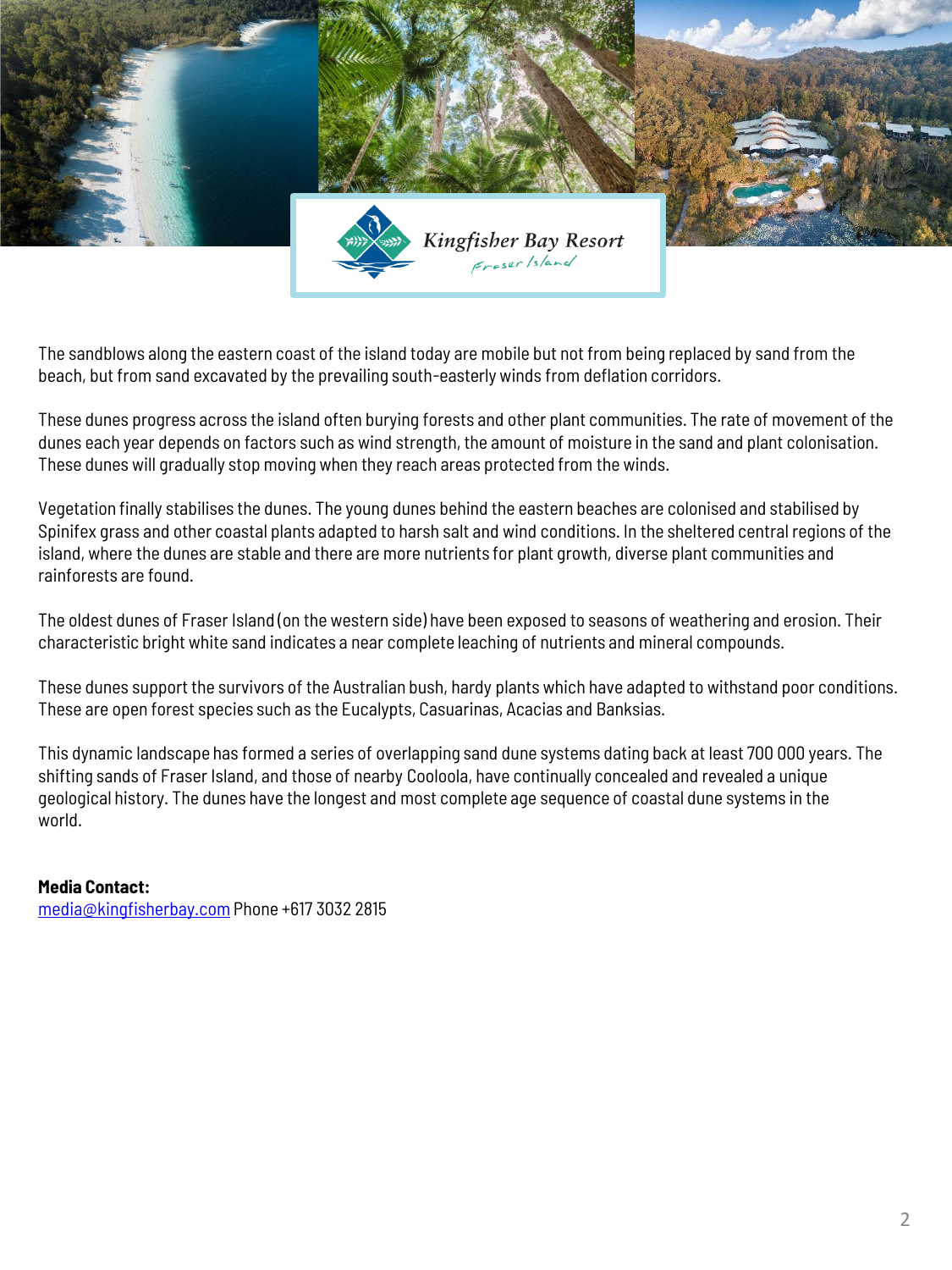The sandblows along the eastern coast of the island today are mobile but not from being replaced by sand from the beach, but from sand excavated by the prevailing south-easterly winds from deflation corridors.

These dunes progress across the island often burying forests and other plant communities. The rate of movement of the dunes each year depends on factors such as wind strength, the amount of moisture in the sand and plant colonisation. These dunes will gradually stop moving when they reach areas protected from the winds.

Vegetation finally stabilises the dunes. The young dunes behind the eastern beaches are colonised and stabilised by Spinifex grass and other coastal plants adapted to harsh salt and wind conditions. In the sheltered central regions of the island, where the dunes are stable and there are more nutrients for plant growth, diverse plant communities and rainforests are found.

The oldest dunes of Fraser Island (on the western side) have been exposed to seasons of weathering and erosion. Their characteristic bright white sand indicates a near complete leaching of nutrients and mineral compounds.

These dunes support the survivors of the Australian bush, hardy plants which have adapted to withstand poor conditions. These are open forest species such as the Eucalypts, Casuarinas, Acacias and Banksias.

This dynamic landscape has formed a series of overlapping sand dune systems dating back at least 700 000 years. The shifting sands of Fraser Island, and those of nearby Cooloola, have continually concealed and revealed a unique geological history. The dunes have the longest and most complete age sequence of coastal dune systems in the world.

**Media Contact:**
media@kingfisherbay.com Phone +617 3032 2815